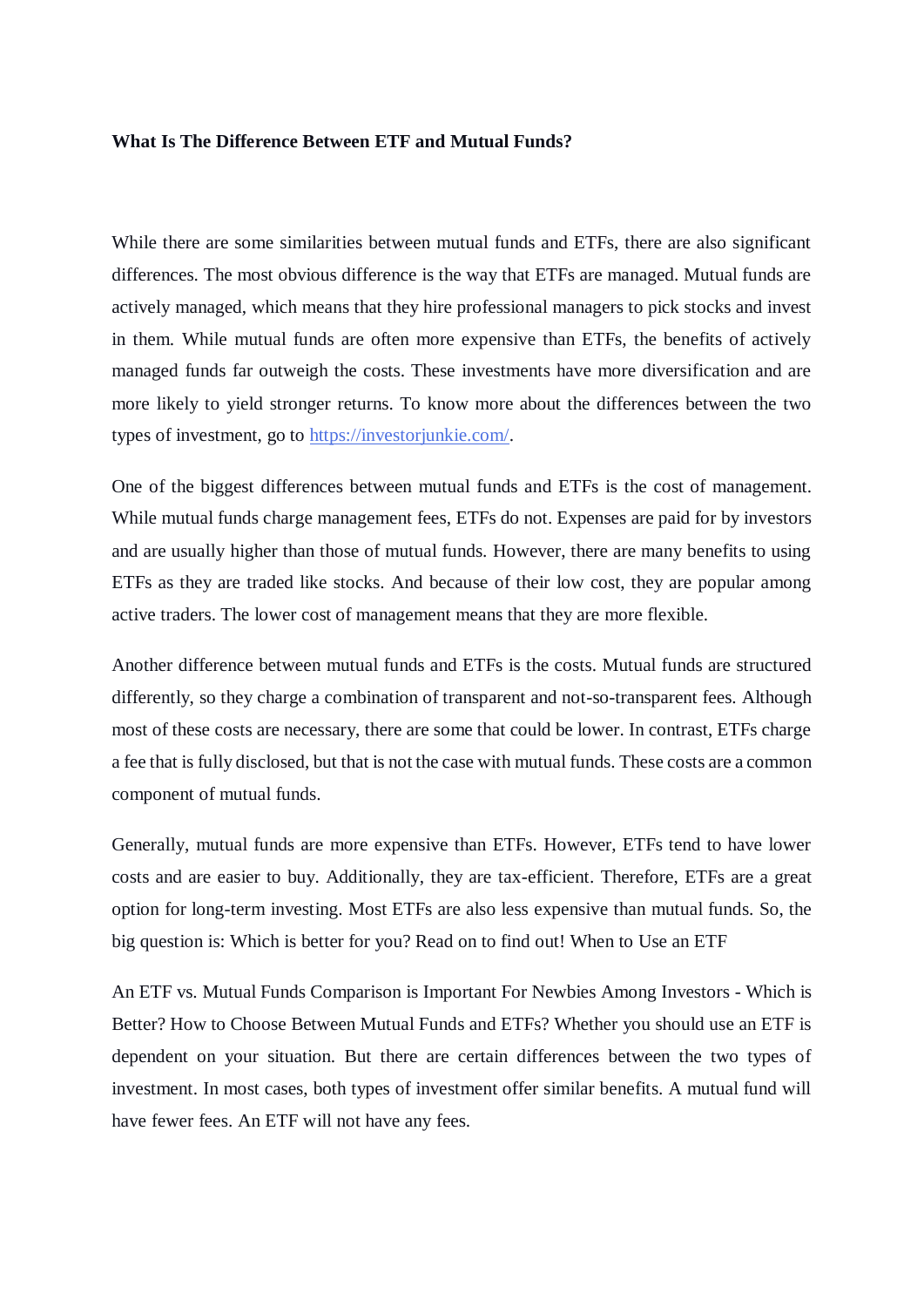**What Is The Difference Between ETF and Mutual Funds?**

While there are some similarities between mutual funds and ETFs, there are also significant differences. The most obvious difference is the way that ETFs are managed. Mutual funds are actively managed, which means that they hire professional managers to pick stocks and invest in them. While mutual funds are often more expensive than ETFs, the benefits of actively managed funds far outweigh the costs. These investments have more diversification and are more likely to yield stronger returns. To know more about the differences between the two types of investment, go to [https://investorjunkie.com/](https://investorjunkie.com/).

One of the biggest differences between mutual funds and ETFs is the cost of management. While mutual funds charge management fees, ETFs do not. Expenses are paid for by investors and are usually higher than those of mutual funds. However, there are many benefits to using ETFs as they are traded like stocks. And because of their low cost, they are popular among active traders. The lower cost of management means that they are more flexible.

Another difference between mutual funds and ETFs is the costs. Mutual funds are structured differently, so they charge a combination of transparent and not-so-transparent fees. Although most of these costs are necessary, there are some that could be lower. In contrast, ETFs charge a fee that is fully disclosed, but that is not the case with mutual funds. These costs are a common component of mutual funds.

Generally, mutual funds are more expensive than ETFs. However, ETFs tend to have lower costs and are easier to buy. Additionally, they are tax-efficient. Therefore, ETFs are a great option for long-term investing. Most ETFs are also less expensive than mutual funds. So, the big question is: Which is better for you? Read on to find out! When to Use an ETF

An ETF vs. Mutual Funds Comparison is Important For Newbies Among Investors - Which is Better? How to Choose Between Mutual Funds and ETFs? Whether you should use an ETF is dependent on your situation. But there are certain differences between the two types of investment. In most cases, both types of investment offer similar benefits. A mutual fund will have fewer fees. An ETF will not have any fees.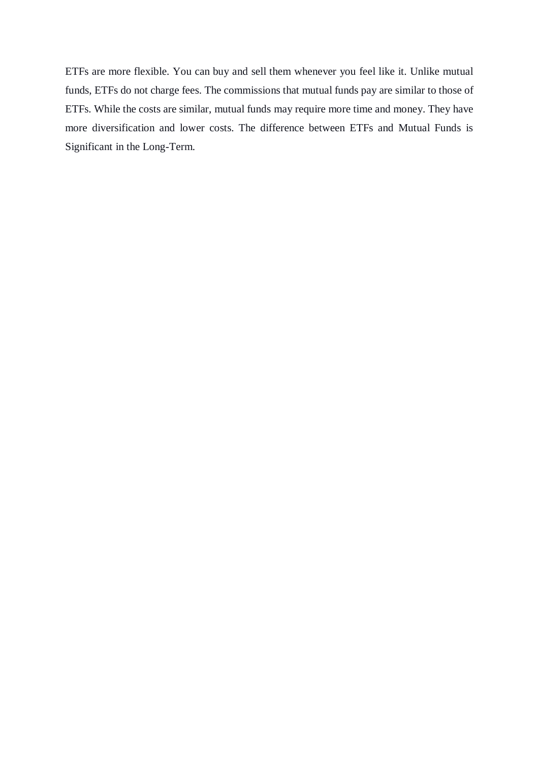ETFs are more flexible. You can buy and sell them whenever you feel like it. Unlike mutual funds, ETFs do not charge fees. The commissions that mutual funds pay are similar to those of ETFs. While the costs are similar, mutual funds may require more time and money. They have more diversification and lower costs. The difference between ETFs and Mutual Funds is Significant in the Long-Term.